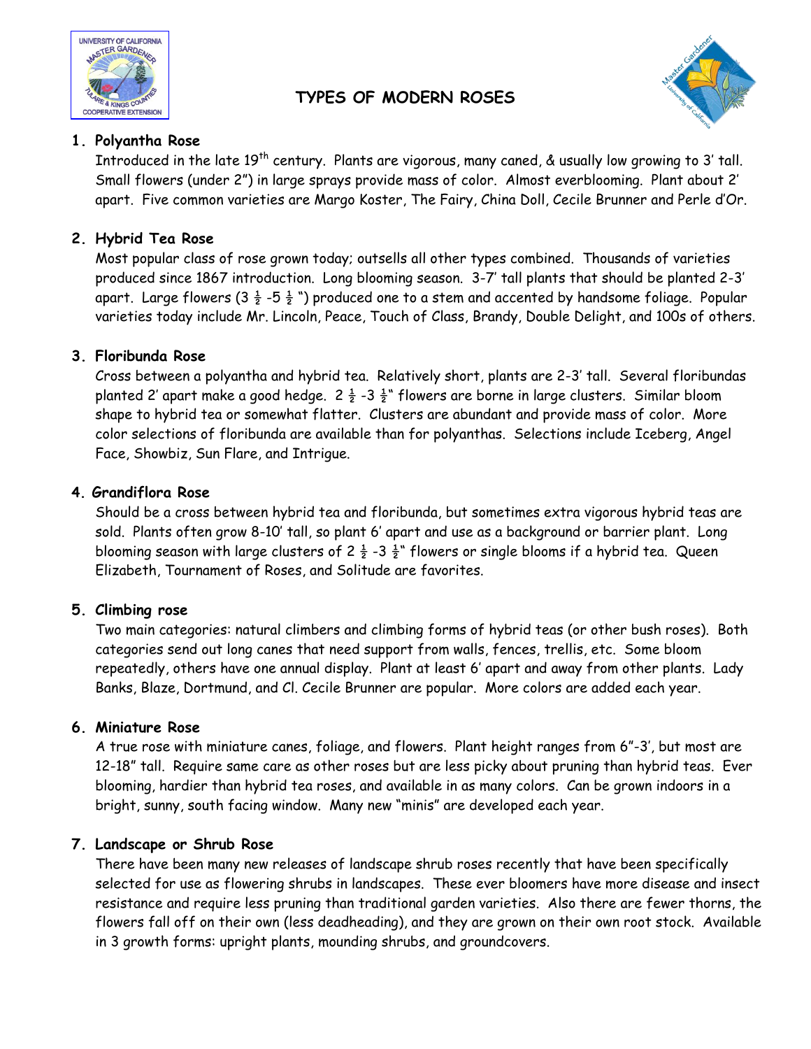# TYPES OF MODERN ROSES

## 1. Polyantha Rose

Introduced in the late 19th century. Plants are vigorous, many caned, & usually low growing to 3' tall. Small flowers (under 2") in large sprays provide mass of color. Almost everblooming. Plant about 2' apart. Five common varieties are Margo Koster, The Fairy, China Doll, Cecile Brunner and Perle d'Or.

## 2. Hybrid Tea Rose

Most popular class of rose grown today; outsells all other types combined. Thousands of varieties produced since 1867 introduction. Long blooming season. 3-7' tall plants that should be planted 2-3' apart. Large flowers (3 ½ -5 ½ ") produced one to a stem and accented by handsome foliage. Popular varieties today include Mr. Lincoln, Peace, Touch of Class, Brandy, Double Delight, and 100s of others.

## 3. Floribunda Rose

Cross between a polyantha and hybrid tea. Relatively short, plants are 2-3' tall. Several floribundas planted 2' apart make a good hedge. 2 ½ -3 ½" flowers are borne in large clusters. Similar bloom shape to hybrid tea or somewhat flatter. Clusters are abundant and provide mass of color. More color selections of floribunda are available than for polyanthas. Selections include Iceberg, Angel Face, Showbiz, Sun Flare, and Intrigue.

## 4. Grandiflora Rose

Should be a cross between hybrid tea and floribunda, but sometimes extra vigorous hybrid teas are sold. Plants often grow 8-10' tall, so plant 6' apart and use as a background or barrier plant. Long blooming season with large clusters of 2 ½ -3 ½" flowers or single blooms if a hybrid tea. Queen Elizabeth, Tournament of Roses, and Solitude are favorites.

## 5. Climbing rose

Two main categories: natural climbers and climbing forms of hybrid teas (or other bush roses). Both categories send out long canes that need support from walls, fences, trellis, etc. Some bloom repeatedly, others have one annual display. Plant at least 6' apart and away from other plants. Lady Banks, Blaze, Dortmund, and Cl. Cecile Brunner are popular. More colors are added each year.

## 6. Miniature Rose

A true rose with miniature canes, foliage, and flowers. Plant height ranges from 6"-3', but most are 12-18" tall. Require same care as other roses but are less picky about pruning than hybrid teas. Ever blooming, hardier than hybrid tea roses, and available in as many colors. Can be grown indoors in a bright, sunny, south facing window. Many new "minis" are developed each year.

## 7. Landscape or Shrub Rose

There have been many new releases of landscape shrub roses recently that have been specifically selected for use as flowering shrubs in landscapes. These ever bloomers have more disease and insect resistance and require less pruning than traditional garden varieties. Also there are fewer thorns, the flowers fall off on their own (less deadheading), and they are grown on their own root stock. Available in 3 growth forms: upright plants, mounding shrubs, and groundcovers.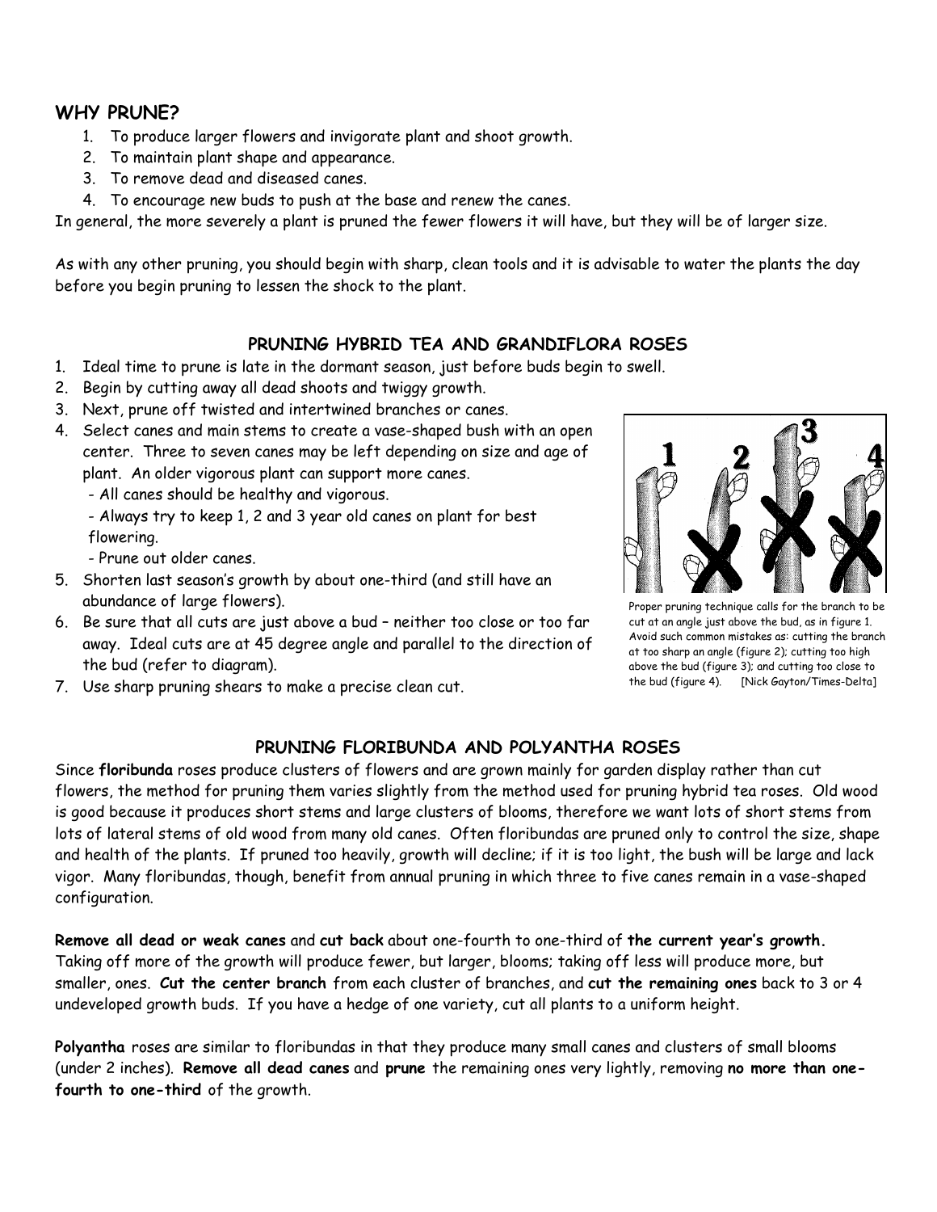## WHY PRUNE?

1. To produce larger flowers and invigorate plant and shoot growth.
2. To maintain plant shape and appearance.
3. To remove dead and diseased canes.
4. To encourage new buds to push at the base and renew the canes.

In general, the more severely a plant is pruned the fewer flowers it will have, but they will be of larger size.

As with any other pruning, you should begin with sharp, clean tools and it is advisable to water the plants the day before you begin pruning to lessen the shock to the plant.

### PRUNING HYBRID TEA AND GRANDIFLORA ROSES

1. Ideal time to prune is late in the dormant season, just before buds begin to swell.
2. Begin by cutting away all dead shoots and twiggy growth.
3. Next, prune off twisted and intertwined branches or canes.
4. Select canes and main stems to create a vase-shaped bush with an open center. Three to seven canes may be left depending on size and age of plant. An older vigorous plant can support more canes.
   - All canes should be healthy and vigorous.
   - Always try to keep 1, 2 and 3 year old canes on plant for best flowering.
   - Prune out older canes.
5. Shorten last season's growth by about one-third (and still have an abundance of large flowers).
6. Be sure that all cuts are just above a bud – neither too close or too far away. Ideal cuts are at 45 degree angle and parallel to the direction of the bud (refer to diagram).
7. Use sharp pruning shears to make a precise clean cut.

Proper pruning technique calls for the branch to be cut at an angle just above the bud, as in figure 1. Avoid such common mistakes as: cutting the branch at too sharp an angle (figure 2); cutting too high above the bud (figure 3); and cutting too close to the bud (figure 4). [Nick Gayton/Times-Delta]

### PRUNING FLORIBUNDA AND POLYANTHA ROSES

Since **floribunda** roses produce clusters of flowers and are grown mainly for garden display rather than cut flowers, the method for pruning them varies slightly from the method used for pruning hybrid tea roses. Old wood is good because it produces short stems and large clusters of blooms, therefore we want lots of short stems from lots of lateral stems of old wood from many old canes. Often floribundas are pruned only to control the size, shape and health of the plants. If pruned too heavily, growth will decline; if it is too light, the bush will be large and lack vigor. Many floribundas, though, benefit from annual pruning in which three to five canes remain in a vase-shaped configuration.

**Remove all dead or weak canes** and **cut back** about one-fourth to one-third of **the current year's growth.** Taking off more of the growth will produce fewer, but larger, blooms; taking off less will produce more, but smaller, ones. **Cut the center branch** from each cluster of branches, and **cut the remaining ones** back to 3 or 4 undeveloped growth buds. If you have a hedge of one variety, cut all plants to a uniform height.

**Polyantha** roses are similar to floribundas in that they produce many small canes and clusters of small blooms (under 2 inches). **Remove all dead canes** and **prune** the remaining ones very lightly, removing **no more than one-fourth to one-third** of the growth.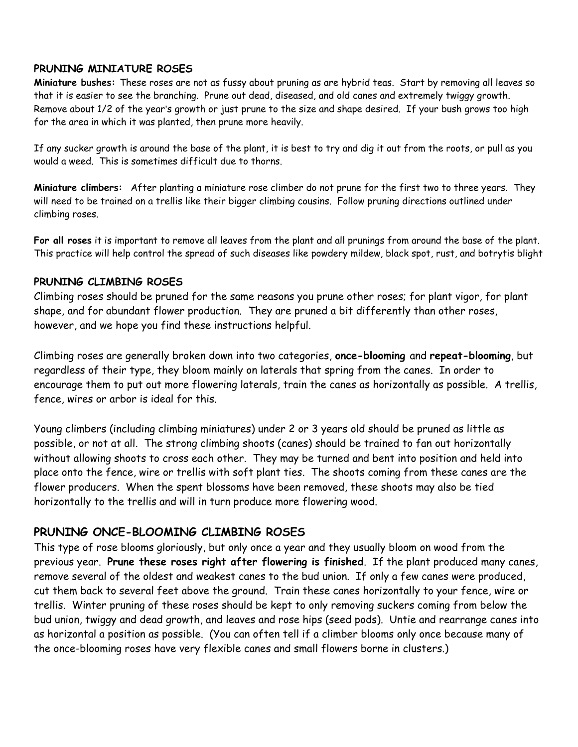## PRUNING MINIATURE ROSES

**Miniature bushes:** These roses are not as fussy about pruning as are hybrid teas. Start by removing all leaves so that it is easier to see the branching. Prune out dead, diseased, and old canes and extremely twiggy growth. Remove about 1/2 of the year's growth or just prune to the size and shape desired. If your bush grows too high for the area in which it was planted, then prune more heavily.

If any sucker growth is around the base of the plant, it is best to try and dig it out from the roots, or pull as you would a weed. This is sometimes difficult due to thorns.

**Miniature climbers:** After planting a miniature rose climber do not prune for the first two to three years. They will need to be trained on a trellis like their bigger climbing cousins. Follow pruning directions outlined under climbing roses.

**For all roses** it is important to remove all leaves from the plant and all prunings from around the base of the plant. This practice will help control the spread of such diseases like powdery mildew, black spot, rust, and botrytis blight

## PRUNING CLIMBING ROSES

Climbing roses should be pruned for the same reasons you prune other roses; for plant vigor, for plant shape, and for abundant flower production. They are pruned a bit differently than other roses, however, and we hope you find these instructions helpful.

Climbing roses are generally broken down into two categories, **once-blooming** and **repeat-blooming**, but regardless of their type, they bloom mainly on laterals that spring from the canes. In order to encourage them to put out more flowering laterals, train the canes as horizontally as possible. A trellis, fence, wires or arbor is ideal for this.

Young climbers (including climbing miniatures) under 2 or 3 years old should be pruned as little as possible, or not at all. The strong climbing shoots (canes) should be trained to fan out horizontally without allowing shoots to cross each other. They may be turned and bent into position and held into place onto the fence, wire or trellis with soft plant ties. The shoots coming from these canes are the flower producers. When the spent blossoms have been removed, these shoots may also be tied horizontally to the trellis and will in turn produce more flowering wood.

## PRUNING ONCE-BLOOMING CLIMBING ROSES

This type of rose blooms gloriously, but only once a year and they usually bloom on wood from the previous year. **Prune these roses right after flowering is finished**. If the plant produced many canes, remove several of the oldest and weakest canes to the bud union. If only a few canes were produced, cut them back to several feet above the ground. Train these canes horizontally to your fence, wire or trellis. Winter pruning of these roses should be kept to only removing suckers coming from below the bud union, twiggy and dead growth, and leaves and rose hips (seed pods). Untie and rearrange canes into as horizontal a position as possible. (You can often tell if a climber blooms only once because many of the once-blooming roses have very flexible canes and small flowers borne in clusters.)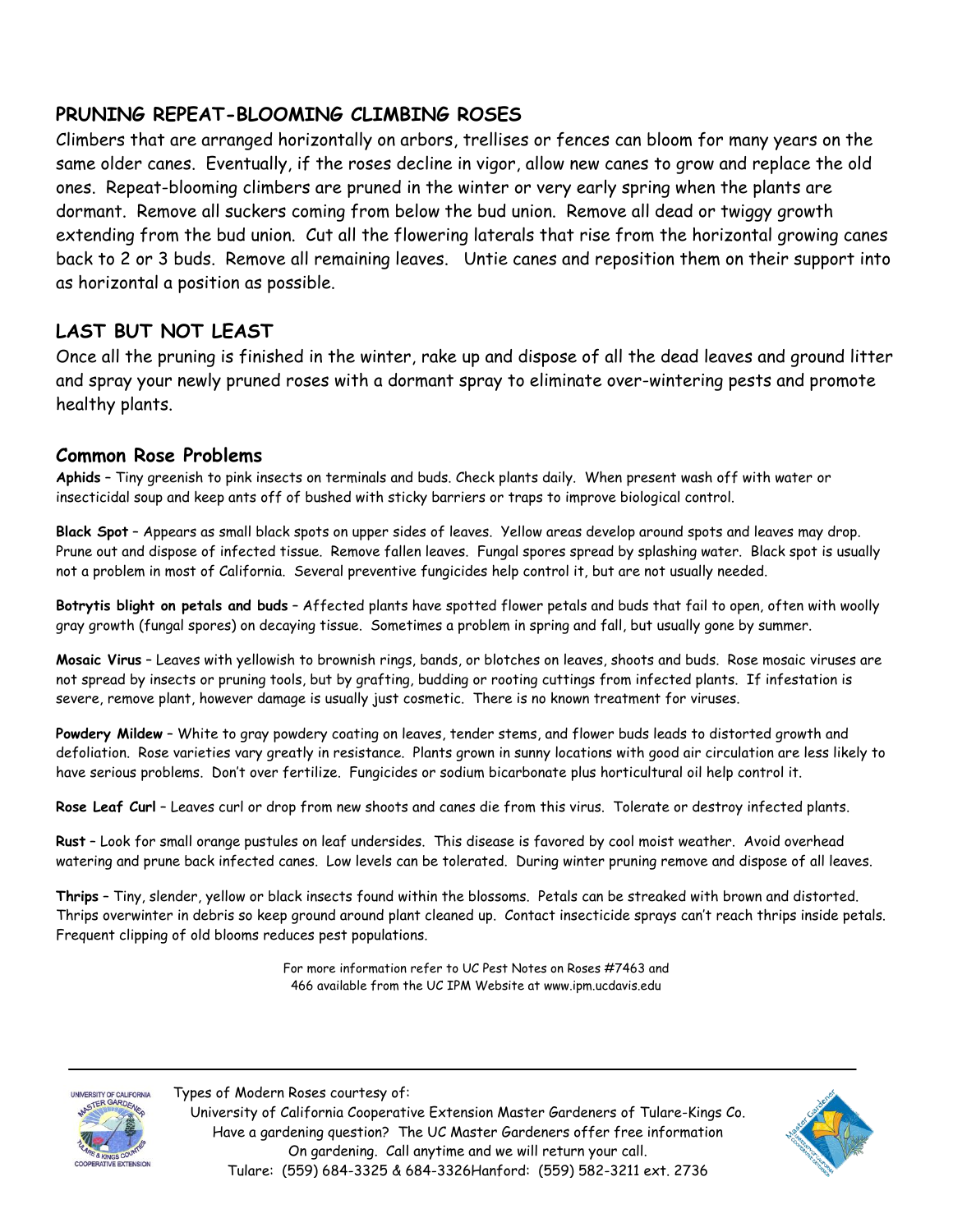## PRUNING REPEAT-BLOOMING CLIMBING ROSES

Climbers that are arranged horizontally on arbors, trellises or fences can bloom for many years on the same older canes. Eventually, if the roses decline in vigor, allow new canes to grow and replace the old ones. Repeat-blooming climbers are pruned in the winter or very early spring when the plants are dormant. Remove all suckers coming from below the bud union. Remove all dead or twiggy growth extending from the bud union. Cut all the flowering laterals that rise from the horizontal growing canes back to 2 or 3 buds. Remove all remaining leaves. Untie canes and reposition them on their support into as horizontal a position as possible.

## LAST BUT NOT LEAST

Once all the pruning is finished in the winter, rake up and dispose of all the dead leaves and ground litter and spray your newly pruned roses with a dormant spray to eliminate over-wintering pests and promote healthy plants.

### Common Rose Problems

**Aphids** – Tiny greenish to pink insects on terminals and buds. Check plants daily. When present wash off with water or insecticidal soup and keep ants off of bushed with sticky barriers or traps to improve biological control.

**Black Spot** – Appears as small black spots on upper sides of leaves. Yellow areas develop around spots and leaves may drop. Prune out and dispose of infected tissue. Remove fallen leaves. Fungal spores spread by splashing water. Black spot is usually not a problem in most of California. Several preventive fungicides help control it, but are not usually needed.

**Botrytis blight on petals and buds** – Affected plants have spotted flower petals and buds that fail to open, often with woolly gray growth (fungal spores) on decaying tissue. Sometimes a problem in spring and fall, but usually gone by summer.

**Mosaic Virus** – Leaves with yellowish to brownish rings, bands, or blotches on leaves, shoots and buds. Rose mosaic viruses are not spread by insects or pruning tools, but by grafting, budding or rooting cuttings from infected plants. If infestation is severe, remove plant, however damage is usually just cosmetic. There is no known treatment for viruses.

**Powdery Mildew** – White to gray powdery coating on leaves, tender stems, and flower buds leads to distorted growth and defoliation. Rose varieties vary greatly in resistance. Plants grown in sunny locations with good air circulation are less likely to have serious problems. Don't over fertilize. Fungicides or sodium bicarbonate plus horticultural oil help control it.

**Rose Leaf Curl** – Leaves curl or drop from new shoots and canes die from this virus. Tolerate or destroy infected plants.

**Rust** – Look for small orange pustules on leaf undersides. This disease is favored by cool moist weather. Avoid overhead watering and prune back infected canes. Low levels can be tolerated. During winter pruning remove and dispose of all leaves.

**Thrips** – Tiny, slender, yellow or black insects found within the blossoms. Petals can be streaked with brown and distorted. Thrips overwinter in debris so keep ground around plant cleaned up. Contact insecticide sprays can't reach thrips inside petals. Frequent clipping of old blooms reduces pest populations.

For more information refer to UC Pest Notes on Roses #7463 and 466 available from the UC IPM Website at www.ipm.ucdavis.edu

---

Types of Modern Roses courtesy of:
University of California Cooperative Extension Master Gardeners of Tulare-Kings Co.
Have a gardening question? The UC Master Gardeners offer free information
On gardening. Call anytime and we will return your call.
Tulare: (559) 684-3325 & 684-3326Hanford: (559) 582-3211 ext. 2736